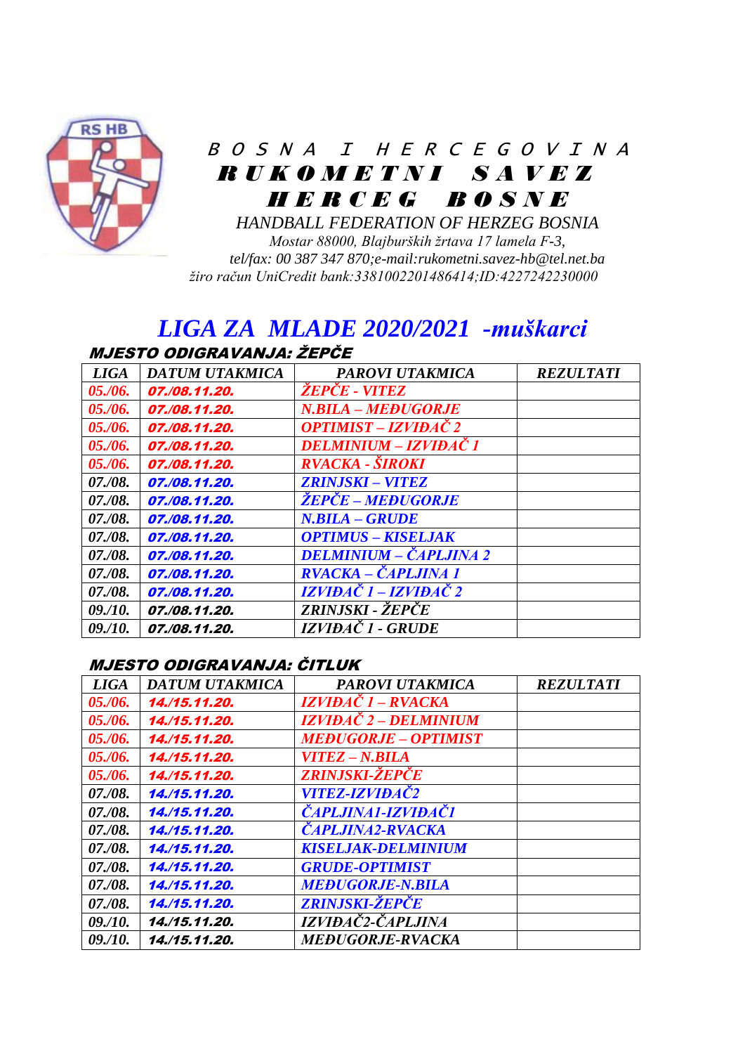# B O S N A I H E R C E G O V I N A

# R U K O M E T N I S A V E Z

# H E R C E G B O S N E

HANDBALL FEDERATION OF HERZEG BOSNIA

*Mostar 88000, Blajburških žrtava 17 lamela F-3,*

*tel/fax: 00 387 347 870;e-mail:rukometni.savez-hb@tel.net.ba*

*žiro račun UniCredit bank:3381002201486414;ID:4227242230000*

## LIGA ZA MLADE 2020/2021 -muškarci

### MJESTO ODIGRAVANJA: ŽEPČE

| LIGA | DATUM UTAKMICA | PAROVI UTAKMICA | REZULTATI |
|---|---|---|---|
| 05./06. | 07./08.11.20. | ŽEPČE - VITEZ | |
| 05./06. | 07./08.11.20. | N.BILA – MEĐUGORJE | |
| 05./06. | 07./08.11.20. | OPTIMIST – IZVIĐAČ 2 | |
| 05./06. | 07./08.11.20. | DELMINIUM – IZVIĐAČ 1 | |
| 05./06. | 07./08.11.20. | RVACKA - ŠIROKI | |
| 07./08. | 07./08.11.20. | ZRINJSKI – VITEZ | |
| 07./08. | 07./08.11.20. | ŽEPČE – MEĐUGORJE | |
| 07./08. | 07./08.11.20. | N.BILA – GRUDE | |
| 07./08. | 07./08.11.20. | OPTIMUS – KISELJAK | |
| 07./08. | 07./08.11.20. | DELMINIUM – ČAPLJINA 2 | |
| 07./08. | 07./08.11.20. | RVACKA – ČAPLJINA 1 | |
| 07./08. | 07./08.11.20. | IZVIĐAČ 1 – IZVIĐAČ 2 | |
| 09./10. | 07./08.11.20. | ZRINJSKI - ŽEPČE | |
| 09./10. | 07./08.11.20. | IZVIĐAČ 1 - GRUDE | |

### MJESTO ODIGRAVANJA: ČITLUK

| LIGA | DATUM UTAKMICA | PAROVI UTAKMICA | REZULTATI |
|---|---|---|---|
| 05./06. | 14./15.11.20. | IZVIĐAČ 1 – RVACKA | |
| 05./06. | 14./15.11.20. | IZVIĐAČ 2 – DELMINIUM | |
| 05./06. | 14./15.11.20. | MEĐUGORJE – OPTIMIST | |
| 05./06. | 14./15.11.20. | VITEZ – N.BILA | |
| 05./06. | 14./15.11.20. | ZRINJSKI-ŽEPČE | |
| 07./08. | 14./15.11.20. | VITEZ-IZVIĐAČ2 | |
| 07./08. | 14./15.11.20. | ČAPLJINA1-IZVIĐAČ1 | |
| 07./08. | 14./15.11.20. | ČAPLJINA2-RVACKA | |
| 07./08. | 14./15.11.20. | KISELJAK-DELMINIUM | |
| 07./08. | 14./15.11.20. | GRUDE-OPTIMIST | |
| 07./08. | 14./15.11.20. | MEĐUGORJE-N.BILA | |
| 07./08. | 14./15.11.20. | ZRINJSKI-ŽEPČE | |
| 09./10. | 14./15.11.20. | IZVIĐAČ2-ČAPLJINA | |
| 09./10. | 14./15.11.20. | MEĐUGORJE-RVACKA | |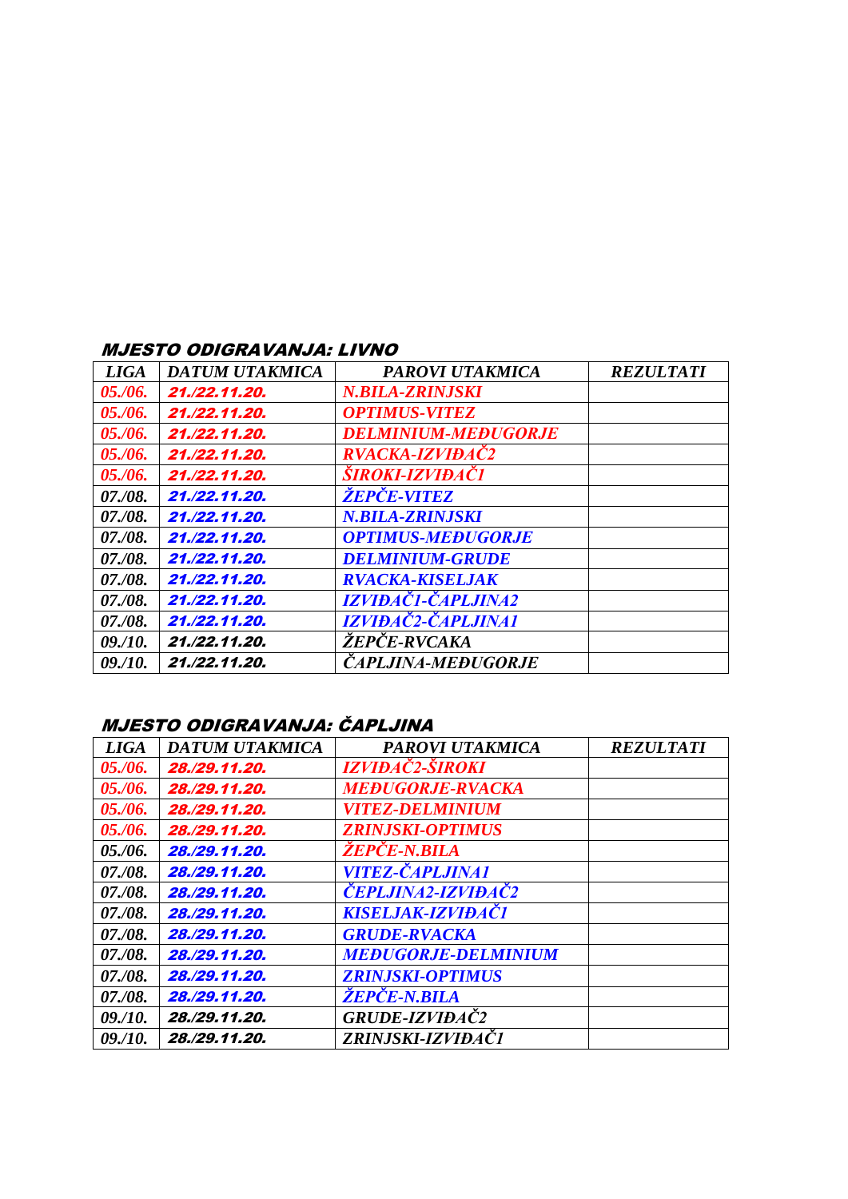## MJESTO ODIGRAVANJA: LIVNO

| LIGA | DATUM UTAKMICA | PAROVI UTAKMICA | REZULTATI |
|---|---|---|---|
| 05./06. | 21./22.11.20. | N.BILA-ZRINJSKI | |
| 05./06. | 21./22.11.20. | OPTIMUS-VITEZ | |
| 05./06. | 21./22.11.20. | DELMINIUM-MEĐUGORJE | |
| 05./06. | 21./22.11.20. | RVACKA-IZVIĐAČ2 | |
| 05./06. | 21./22.11.20. | ŠIROKI-IZVIĐAČ1 | |
| 07./08. | 21./22.11.20. | ŽEPČE-VITEZ | |
| 07./08. | 21./22.11.20. | N.BILA-ZRINJSKI | |
| 07./08. | 21./22.11.20. | OPTIMUS-MEĐUGORJE | |
| 07./08. | 21./22.11.20. | DELMINIUM-GRUDE | |
| 07./08. | 21./22.11.20. | RVACKA-KISELJAK | |
| 07./08. | 21./22.11.20. | IZVIĐAČ1-ČAPLJINA2 | |
| 07./08. | 21./22.11.20. | IZVIĐAČ2-ČAPLJINA1 | |
| 09./10. | 21./22.11.20. | ŽEPČE-RVCAKA | |
| 09./10. | 21./22.11.20. | ČAPLJINA-MEĐUGORJE | |

## MJESTO ODIGRAVANJA: ČAPLJINA

| LIGA | DATUM UTAKMICA | PAROVI UTAKMICA | REZULTATI |
|---|---|---|---|
| 05./06. | 28./29.11.20. | IZVIĐAČ2-ŠIROKI | |
| 05./06. | 28./29.11.20. | MEĐUGORJE-RVACKA | |
| 05./06. | 28./29.11.20. | VITEZ-DELMINIUM | |
| 05./06. | 28./29.11.20. | ZRINJSKI-OPTIMUS | |
| 05./06. | 28./29.11.20. | ŽEPČE-N.BILA | |
| 07./08. | 28./29.11.20. | VITEZ-ČAPLJINA1 | |
| 07./08. | 28./29.11.20. | ČEPLJINA2-IZVIĐAČ2 | |
| 07./08. | 28./29.11.20. | KISELJAK-IZVIĐAČ1 | |
| 07./08. | 28./29.11.20. | GRUDE-RVACKA | |
| 07./08. | 28./29.11.20. | MEĐUGORJE-DELMINIUM | |
| 07./08. | 28./29.11.20. | ZRINJSKI-OPTIMUS | |
| 07./08. | 28./29.11.20. | ŽEPČE-N.BILA | |
| 09./10. | 28./29.11.20. | GRUDE-IZVIĐAČ2 | |
| 09./10. | 28./29.11.20. | ZRINJSKI-IZVIĐAČ1 | |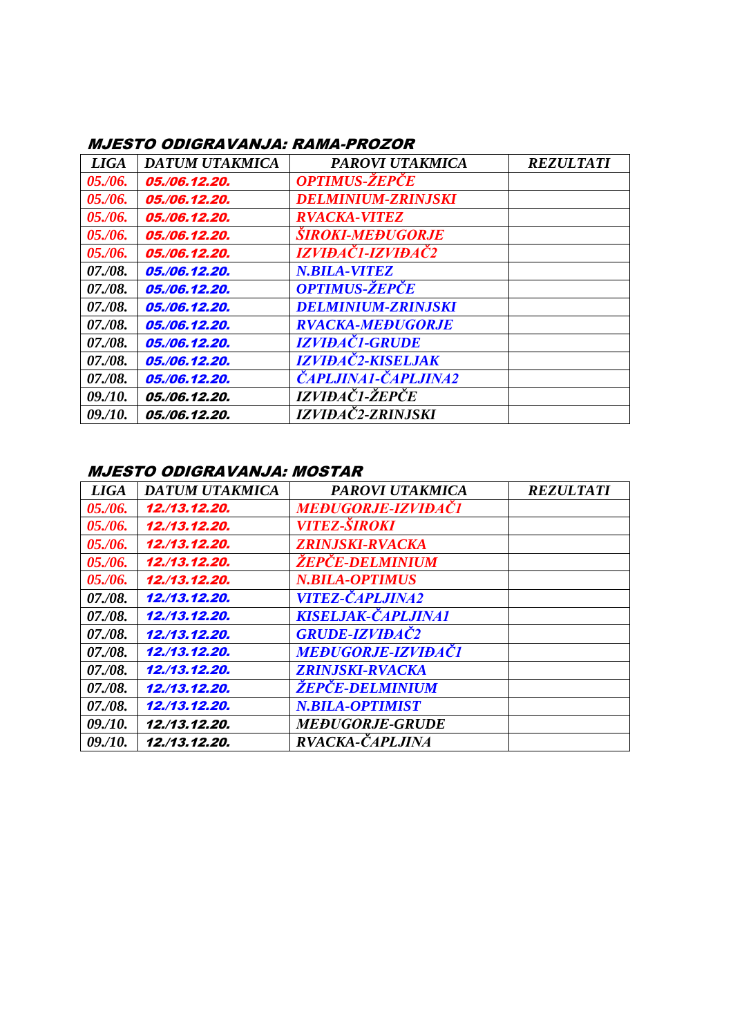### MJESTO ODIGRAVANJA: RAMA-PROZOR

| LIGA | DATUM UTAKMICA | PAROVI UTAKMICA | REZULTATI |
|---|---|---|---|
| 05./06. | 05./06.12.20. | OPTIMUS-ŽEPČE | |
| 05./06. | 05./06.12.20. | DELMINIUM-ZRINJSKI | |
| 05./06. | 05./06.12.20. | RVACKA-VITEZ | |
| 05./06. | 05./06.12.20. | ŠIROKI-MEĐUGORJE | |
| 05./06. | 05./06.12.20. | IZVIĐAČ1-IZVIĐAČ2 | |
| 07./08. | 05./06.12.20. | N.BILA-VITEZ | |
| 07./08. | 05./06.12.20. | OPTIMUS-ŽEPČE | |
| 07./08. | 05./06.12.20. | DELMINIUM-ZRINJSKI | |
| 07./08. | 05./06.12.20. | RVACKA-MEĐUGORJE | |
| 07./08. | 05./06.12.20. | IZVIĐAČ1-GRUDE | |
| 07./08. | 05./06.12.20. | IZVIĐAČ2-KISELJAK | |
| 07./08. | 05./06.12.20. | ČAPLJINA1-ČAPLJINA2 | |
| 09./10. | 05./06.12.20. | IZVIĐAČ1-ŽEPČE | |
| 09./10. | 05./06.12.20. | IZVIĐAČ2-ZRINJSKI | |

### MJESTO ODIGRAVANJA: MOSTAR

| LIGA | DATUM UTAKMICA | PAROVI UTAKMICA | REZULTATI |
|---|---|---|---|
| 05./06. | 12./13.12.20. | MEĐUGORJE-IZVIĐAČ1 | |
| 05./06. | 12./13.12.20. | VITEZ-ŠIROKI | |
| 05./06. | 12./13.12.20. | ZRINJSKI-RVACKA | |
| 05./06. | 12./13.12.20. | ŽEPČE-DELMINIUM | |
| 05./06. | 12./13.12.20. | N.BILA-OPTIMUS | |
| 07./08. | 12./13.12.20. | VITEZ-ČAPLJINA2 | |
| 07./08. | 12./13.12.20. | KISELJAK-ČAPLJINA1 | |
| 07./08. | 12./13.12.20. | GRUDE-IZVIĐAČ2 | |
| 07./08. | 12./13.12.20. | MEĐUGORJE-IZVIĐAČ1 | |
| 07./08. | 12./13.12.20. | ZRINJSKI-RVACKA | |
| 07./08. | 12./13.12.20. | ŽEPČE-DELMINIUM | |
| 07./08. | 12./13.12.20. | N.BILA-OPTIMIST | |
| 09./10. | 12./13.12.20. | MEĐUGORJE-GRUDE | |
| 09./10. | 12./13.12.20. | RVACKA-ČAPLJINA | |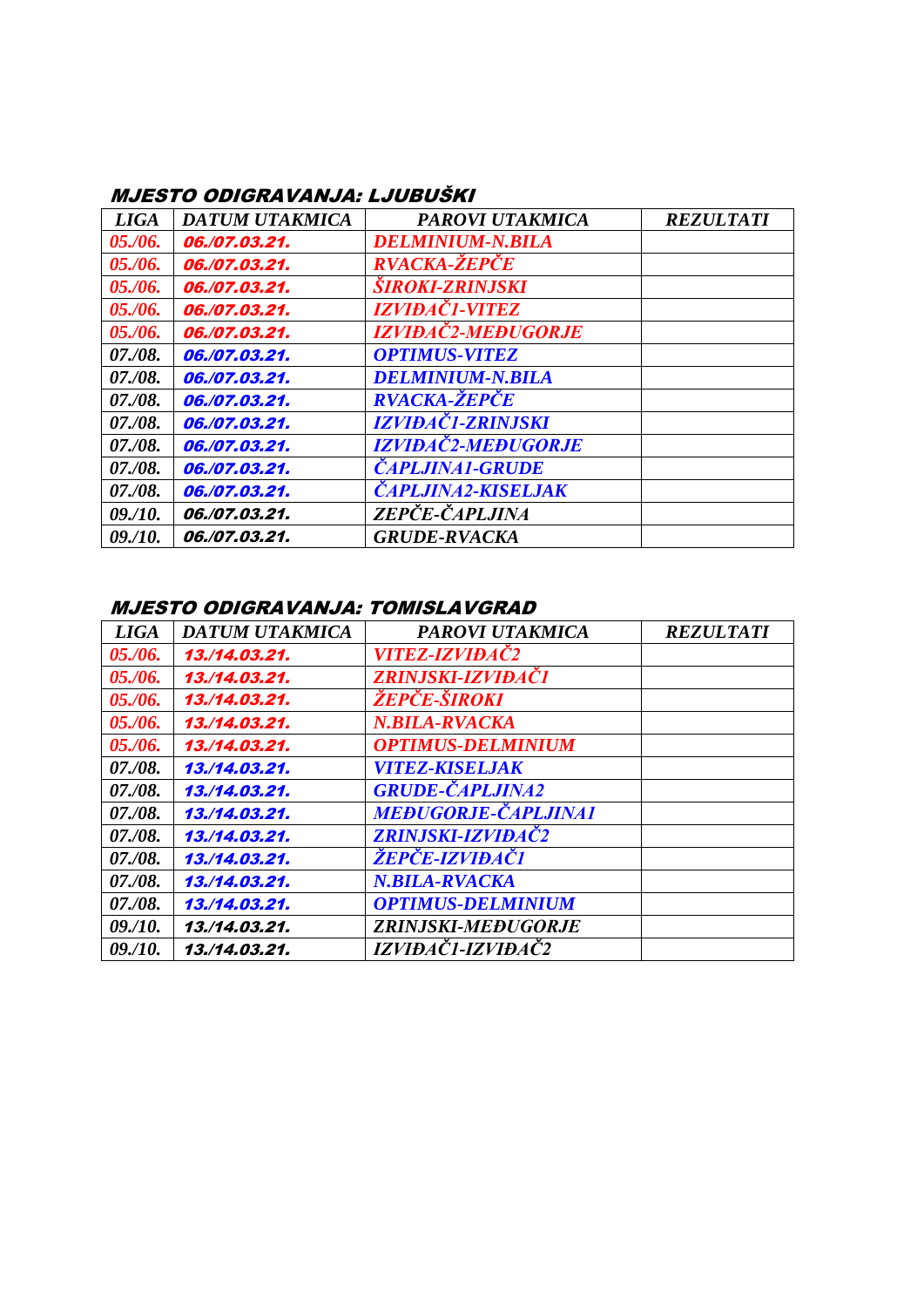### *MJESTO ODIGRAVANJA: LJUBUŠKI*

| LIGA | DATUM UTAKMICA | PAROVI UTAKMICA | REZULTATI |
|---|---|---|---|
| 05./06. | 06./07.03.21. | DELMINIUM-N.BILA | |
| 05./06. | 06./07.03.21. | RVACKA-ŽEPČE | |
| 05./06. | 06./07.03.21. | ŠIROKI-ZRINJSKI | |
| 05./06. | 06./07.03.21. | IZVIĐAČ1-VITEZ | |
| 05./06. | 06./07.03.21. | IZVIĐAČ2-MEĐUGORJE | |
| 07./08. | 06./07.03.21. | OPTIMUS-VITEZ | |
| 07./08. | 06./07.03.21. | DELMINIUM-N.BILA | |
| 07./08. | 06./07.03.21. | RVACKA-ŽEPČE | |
| 07./08. | 06./07.03.21. | IZVIĐAČ1-ZRINJSKI | |
| 07./08. | 06./07.03.21. | IZVIĐAČ2-MEĐUGORJE | |
| 07./08. | 06./07.03.21. | ČAPLJINA1-GRUDE | |
| 07./08. | 06./07.03.21. | ČAPLJINA2-KISELJAK | |
| 09./10. | 06./07.03.21. | ZEPČE-ČAPLJINA | |
| 09./10. | 06./07.03.21. | GRUDE-RVACKA | |

### *MJESTO ODIGRAVANJA: TOMISLAVGRAD*

| LIGA | DATUM UTAKMICA | PAROVI UTAKMICA | REZULTATI |
|---|---|---|---|
| 05./06. | 13./14.03.21. | VITEZ-IZVIĐAČ2 | |
| 05./06. | 13./14.03.21. | ZRINJSKI-IZVIĐAČ1 | |
| 05./06. | 13./14.03.21. | ŽEPČE-ŠIROKI | |
| 05./06. | 13./14.03.21. | N.BILA-RVACKA | |
| 05./06. | 13./14.03.21. | OPTIMUS-DELMINIUM | |
| 07./08. | 13./14.03.21. | VITEZ-KISELJAK | |
| 07./08. | 13./14.03.21. | GRUDE-ČAPLJINA2 | |
| 07./08. | 13./14.03.21. | MEĐUGORJE-ČAPLJINA1 | |
| 07./08. | 13./14.03.21. | ZRINJSKI-IZVIĐAČ2 | |
| 07./08. | 13./14.03.21. | ŽEPČE-IZVIĐAČ1 | |
| 07./08. | 13./14.03.21. | N.BILA-RVACKA | |
| 07./08. | 13./14.03.21. | OPTIMUS-DELMINIUM | |
| 09./10. | 13./14.03.21. | ZRINJSKI-MEĐUGORJE | |
| 09./10. | 13./14.03.21. | IZVIĐAČ1-IZVIĐAČ2 | |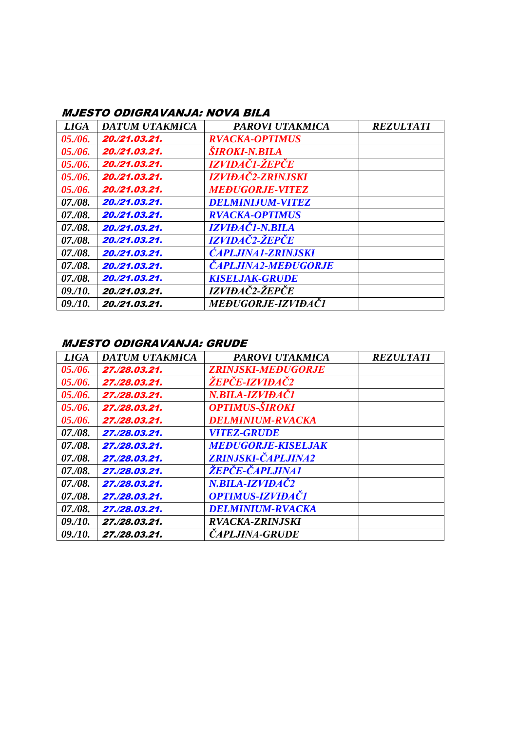### *MJESTO ODIGRAVANJA: NOVA BILA*

| *LIGA* | *DATUM UTAKMICA* | *PAROVI UTAKMICA* | *REZULTATI* |
|---|---|---|---|
| *05./06.* | ***20./21.03.21.*** | ***RVACKA-OPTIMUS*** | |
| *05./06.* | ***20./21.03.21.*** | ***ŠIROKI-N.BILA*** | |
| *05./06.* | ***20./21.03.21.*** | ***IZVIĐAČI-ŽEPČE*** | |
| *05./06.* | ***20./21.03.21.*** | ***IZVIĐAČ2-ZRINJSKI*** | |
| *05./06.* | ***20./21.03.21.*** | ***MEĐUGORJE-VITEZ*** | |
| *07./08.* | ***20./21.03.21.*** | ***DELMINIJUM-VITEZ*** | |
| *07./08.* | ***20./21.03.21.*** | ***RVACKA-OPTIMUS*** | |
| *07./08.* | ***20./21.03.21.*** | ***IZVIĐAČI1-N.BILA*** | |
| *07./08.* | ***20./21.03.21.*** | ***IZVIĐAČ2-ŽEPČE*** | |
| *07./08.* | ***20./21.03.21.*** | ***ĆAPLJINA1-ZRINJSKI*** | |
| *07./08.* | ***20./21.03.21.*** | ***ČAPLJINA2-MEĐUGORJE*** | |
| *07./08.* | ***20./21.03.21.*** | ***KISELJAK-GRUDE*** | |
| *09./10.* | ***20./21.03.21.*** | ***IZVIĐAČ2-ŽEPČE*** | |
| *09./10.* | ***20./21.03.21.*** | ***MEĐUGORJE-IZVIĐAČ1*** | |

### *MJESTO ODIGRAVANJA: GRUDE*

| *LIGA* | *DATUM UTAKMICA* | *PAROVI UTAKMICA* | *REZULTATI* |
|---|---|---|---|
| *05./06.* | ***27./28.03.21.*** | ***ZRINJSKI-MEĐUGORJE*** | |
| *05./06.* | ***27./28.03.21.*** | ***ŽEPČE-IZVIĐAČ2*** | |
| *05./06.* | ***27./28.03.21.*** | ***N.BILA-IZVIĐAČ1*** | |
| *05./06.* | ***27./28.03.21.*** | ***OPTIMUS-ŠIROKI*** | |
| *05./06.* | ***27./28.03.21.*** | ***DELMINIUM-RVACKA*** | |
| *07./08.* | ***27./28.03.21.*** | ***VITEZ-GRUDE*** | |
| *07./08.* | ***27./28.03.21.*** | ***MEĐUGORJE-KISELJAK*** | |
| *07./08.* | ***27./28.03.21.*** | ***ZRINJSKI-ČAPLJINA2*** | |
| *07./08.* | ***27./28.03.21.*** | ***ŽEPČE-ČAPLJINA1*** | |
| *07./08.* | ***27./28.03.21.*** | ***N.BILA-IZVIĐAČ2*** | |
| *07./08.* | ***27./28.03.21.*** | ***OPTIMUS-IZVIĐAČ1*** | |
| *07./08.* | ***27./28.03.21.*** | ***DELMINIUM-RVACKA*** | |
| *09./10.* | ***27./28.03.21.*** | ***RVACKA-ZRINJSKI*** | |
| *09./10.* | ***27./28.03.21.*** | ***ČAPLJINA-GRUDE*** | |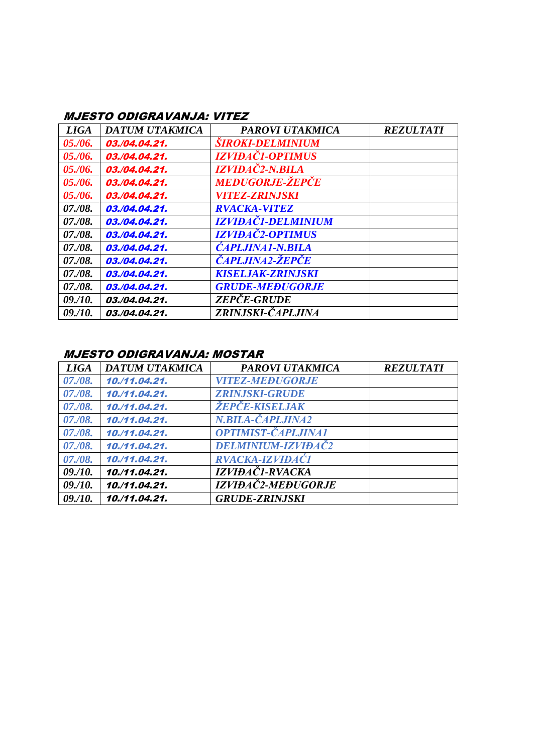### MJESTO ODIGRAVANJA: VITEZ

| LIGA | DATUM UTAKMICA | PAROVI UTAKMICA | REZULTATI |
|---|---|---|---|
| 05./06. | 03./04.04.21. | ŠIROKI-DELMINIUM | |
| 05./06. | 03./04.04.21. | IZVIĐAČ1-OPTIMUS | |
| 05./06. | 03./04.04.21. | IZVIĐAČ2-N.BILA | |
| 05./06. | 03./04.04.21. | MEĐUGORJE-ŽEPČE | |
| 05./06. | 03./04.04.21. | VITEZ-ZRINJSKI | |
| 07./08. | 03./04.04.21. | RVACKA-VITEZ | |
| 07./08. | 03./04.04.21. | IZVIĐAČ1-DELMINIUM | |
| 07./08. | 03./04.04.21. | IZVIĐAČ2-OPTIMUS | |
| 07./08. | 03./04.04.21. | ĆAPLJINA1-N.BILA | |
| 07./08. | 03./04.04.21. | ČAPLJINA2-ŽEPČE | |
| 07./08. | 03./04.04.21. | KISELJAK-ZRINJSKI | |
| 07./08. | 03./04.04.21. | GRUDE-MEĐUGORJE | |
| 09./10. | 03./04.04.21. | ZEPČE-GRUDE | |
| 09./10. | 03./04.04.21. | ZRINJSKI-ČAPLJINA | |

### MJESTO ODIGRAVANJA: MOSTAR

| LIGA | DATUM UTAKMICA | PAROVI UTAKMICA | REZULTATI |
|---|---|---|---|
| 07./08. | 10./11.04.21. | VITEZ-MEĐUGORJE | |
| 07./08. | 10./11.04.21. | ZRINJSKI-GRUDE | |
| 07./08. | 10./11.04.21. | ŽEPČE-KISELJAK | |
| 07./08. | 10./11.04.21. | N.BILA-ČAPLJINA2 | |
| 07./08. | 10./11.04.21. | OPTIMIST-ČAPLJINA1 | |
| 07./08. | 10./11.04.21. | DELMINIUM-IZVIĐAČ2 | |
| 07./08. | 10./11.04.21. | RVACKA-IZVIĐAĆ1 | |
| 09./10. | 10./11.04.21. | IZVIĐAČ1-RVACKA | |
| 09./10. | 10./11.04.21. | IZVIĐAČ2-MEĐUGORJE | |
| 09./10. | 10./11.04.21. | GRUDE-ZRINJSKI | |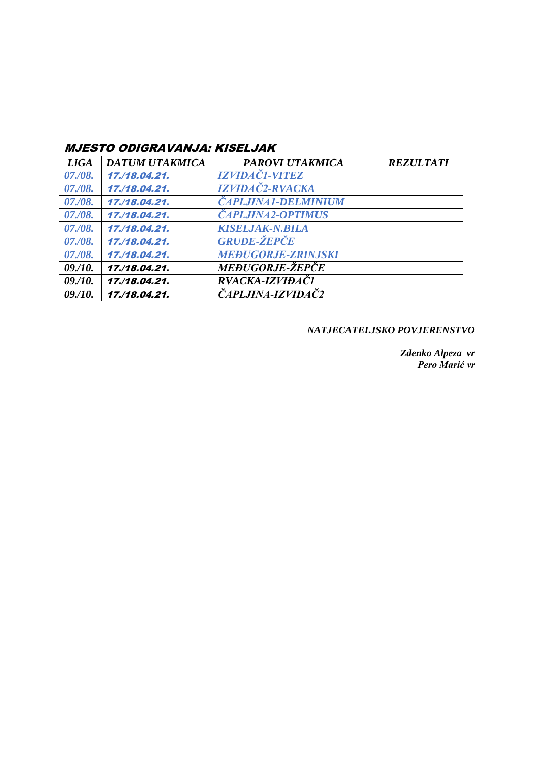## *MJESTO ODIGRAVANJA: KISELJAK*

| LIGA | DATUM UTAKMICA | PAROVI UTAKMICA | REZULTATI |
|---|---|---|---|
| 07./08. | 17./18.04.21. | IZVIĐAČ1-VITEZ | |
| 07./08. | 17./18.04.21. | IZVIĐAČ2-RVACKA | |
| 07./08. | 17./18.04.21. | ČAPLJINA1-DELMINIUM | |
| 07./08. | 17./18.04.21. | ČAPLJINA2-OPTIMUS | |
| 07./08. | 17./18.04.21. | KISELJAK-N.BILA | |
| 07./08. | 17./18.04.21. | GRUDE-ŽEPČE | |
| 07./08. | 17./18.04.21. | MEĐUGORJE-ZRINJSKI | |
| 09./10. | 17./18.04.21. | MEĐUGORJE-ŽEPČE | |
| 09./10. | 17./18.04.21. | RVACKA-IZVIĐAČ1 | |
| 09./10. | 17./18.04.21. | ČAPLJINA-IZVIĐAČ2 | |

*NATJECATELJSKO POVJERENSTVO*

***Zdenko Alpeza vr***
***Pero Marić vr***